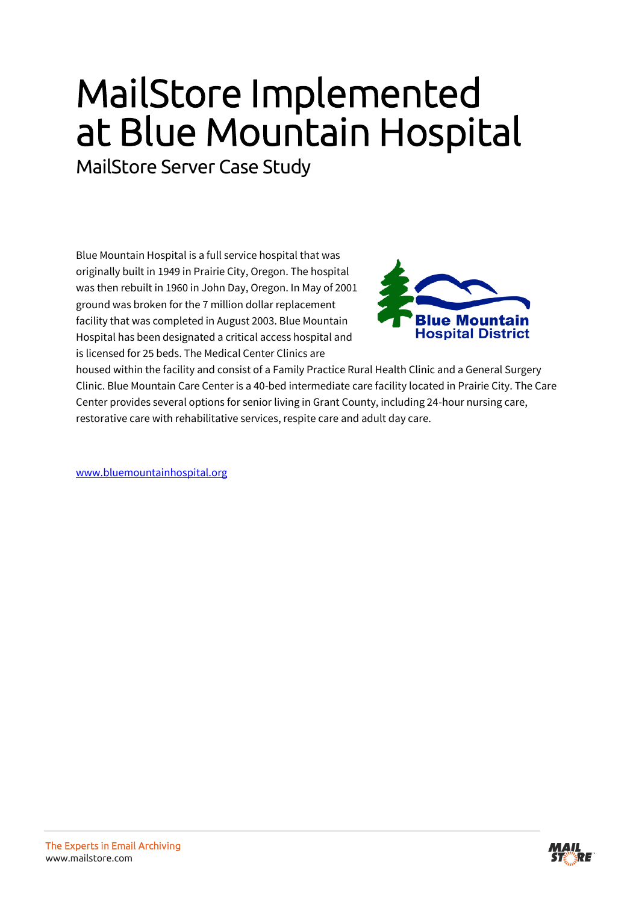# MailStore Implemented at Blue Mountain Hospital

## MailStore Server Case Study

Blue Mountain Hospital is a full service hospital that was originally built in 1949 in Prairie City, Oregon. The hospital was then rebuilt in 1960 in John Day, Oregon. In May of 2001 ground was broken for the 7 million dollar replacement facility that was completed in August 2003. Blue Mountain Hospital has been designated a critical access hospital and is licensed for 25 beds. The Medical Center Clinics are housed within the facility and consist of a Family Practice Rural Health Clinic and a General Surgery Clinic. Blue Mountain Care Center is a 40-bed intermediate care facility located in Prairie City. The Care Center provides several options for senior living in Grant County, including 24-hour nursing care, restorative care with rehabilitative services, respite care and adult day care.

[www.bluemountainhospital.org](http://www.bluemountainhospital.org)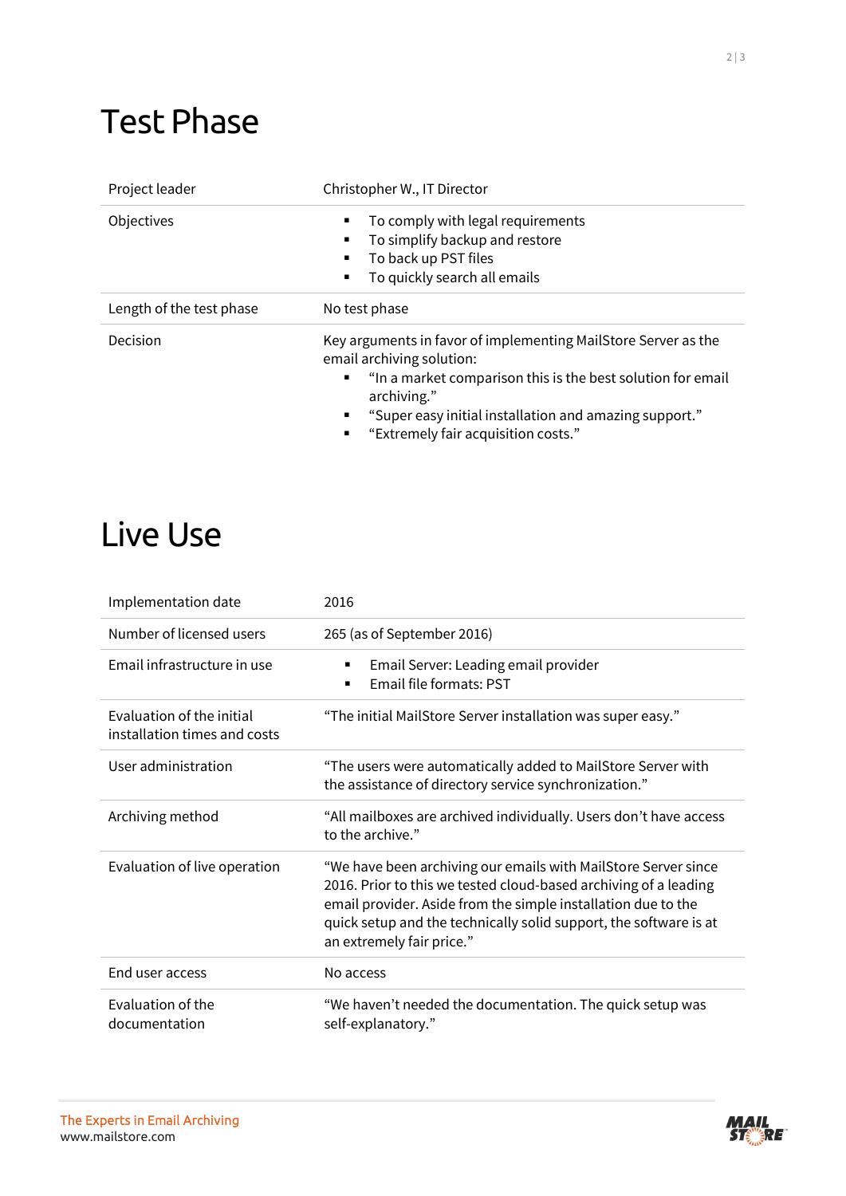# Test Phase

| | |
|---|---|
| Project leader | Christopher W., IT Director |
| Objectives | ▪ To comply with legal requirements<br>▪ To simplify backup and restore<br>▪ To back up PST files<br>▪ To quickly search all emails |
| Length of the test phase | No test phase |
| Decision | Key arguments in favor of implementing MailStore Server as the email archiving solution:<br>▪ "In a market comparison this is the best solution for email archiving."<br>▪ "Super easy initial installation and amazing support."<br>▪ "Extremely fair acquisition costs." |

# Live Use

| | |
|---|---|
| Implementation date | 2016 |
| Number of licensed users | 265 (as of September 2016) |
| Email infrastructure in use | ▪ Email Server: Leading email provider<br>▪ Email file formats: PST |
| Evaluation of the initial installation times and costs | "The initial MailStore Server installation was super easy." |
| User administration | "The users were automatically added to MailStore Server with the assistance of directory service synchronization." |
| Archiving method | "All mailboxes are archived individually. Users don't have access to the archive." |
| Evaluation of live operation | "We have been archiving our emails with MailStore Server since 2016. Prior to this we tested cloud-based archiving of a leading email provider. Aside from the simple installation due to the quick setup and the technically solid support, the software is at an extremely fair price." |
| End user access | No access |
| Evaluation of the documentation | "We haven't needed the documentation. The quick setup was self-explanatory." |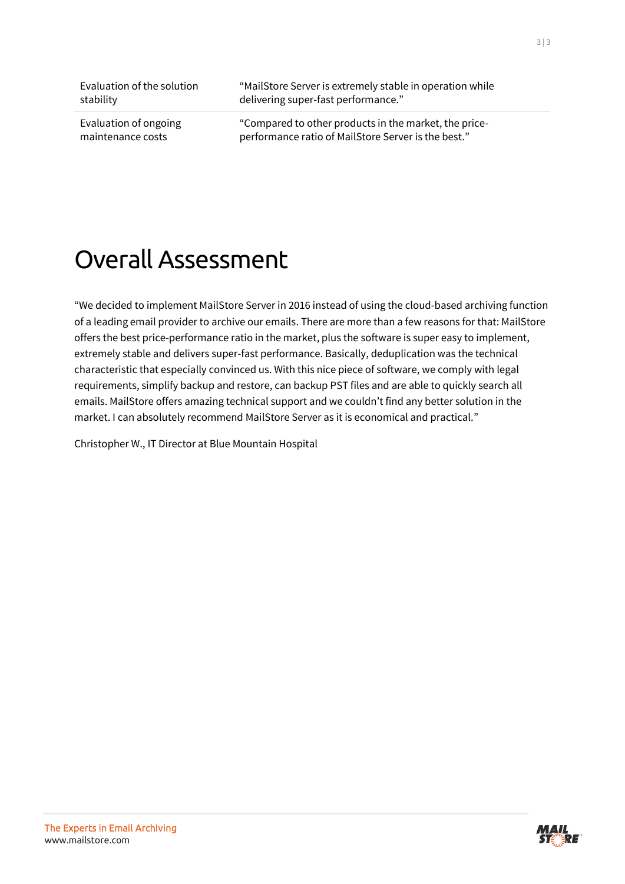| | |
|---|---|
| Evaluation of the solution stability | “MailStore Server is extremely stable in operation while delivering super-fast performance.” |
| Evaluation of ongoing maintenance costs | “Compared to other products in the market, the price-performance ratio of MailStore Server is the best.” |

# Overall Assessment

“We decided to implement MailStore Server in 2016 instead of using the cloud-based archiving function of a leading email provider to archive our emails. There are more than a few reasons for that: MailStore offers the best price-performance ratio in the market, plus the software is super easy to implement, extremely stable and delivers super-fast performance. Basically, deduplication was the technical characteristic that especially convinced us. With this nice piece of software, we comply with legal requirements, simplify backup and restore, can backup PST files and are able to quickly search all emails. MailStore offers amazing technical support and we couldn’t find any better solution in the market. I can absolutely recommend MailStore Server as it is economical and practical.”

Christopher W., IT Director at Blue Mountain Hospital